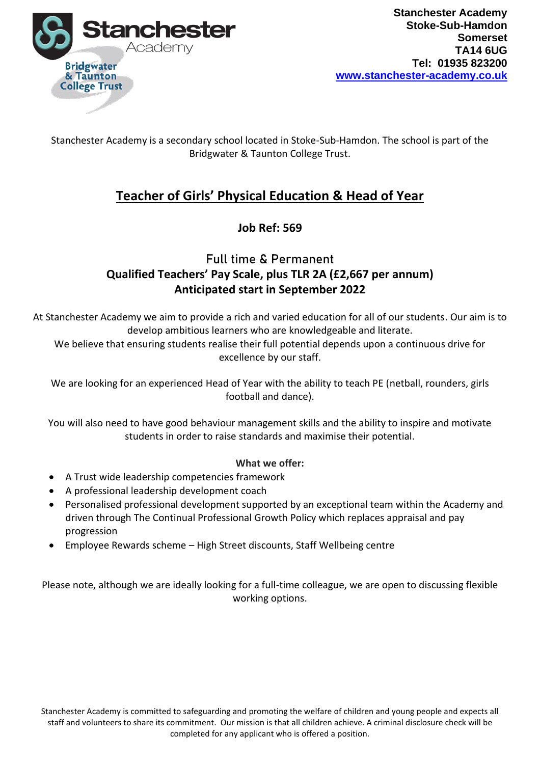Stanchester Academy
Stoke-Sub-Hamdon
Somerset
TA14 6UG
Tel: 01935 823200
www.stanchester-academy.co.uk

Stanchester Academy is a secondary school located in Stoke-Sub-Hamdon. The school is part of the Bridgwater & Taunton College Trust.

# Teacher of Girls' Physical Education & Head of Year

**Job Ref: 569**

Full time & Permanent
**Qualified Teachers' Pay Scale, plus TLR 2A (£2,667 per annum)**
**Anticipated start in September 2022**

At Stanchester Academy we aim to provide a rich and varied education for all of our students. Our aim is to develop ambitious learners who are knowledgeable and literate.
We believe that ensuring students realise their full potential depends upon a continuous drive for excellence by our staff.

We are looking for an experienced Head of Year with the ability to teach PE (netball, rounders, girls football and dance).

You will also need to have good behaviour management skills and the ability to inspire and motivate students in order to raise standards and maximise their potential.

**What we offer:**

- A Trust wide leadership competencies framework
- A professional leadership development coach
- Personalised professional development supported by an exceptional team within the Academy and driven through The Continual Professional Growth Policy which replaces appraisal and pay progression
- Employee Rewards scheme – High Street discounts, Staff Wellbeing centre

Please note, although we are ideally looking for a full-time colleague, we are open to discussing flexible working options.

Stanchester Academy is committed to safeguarding and promoting the welfare of children and young people and expects all staff and volunteers to share its commitment. Our mission is that all children achieve. A criminal disclosure check will be completed for any applicant who is offered a position.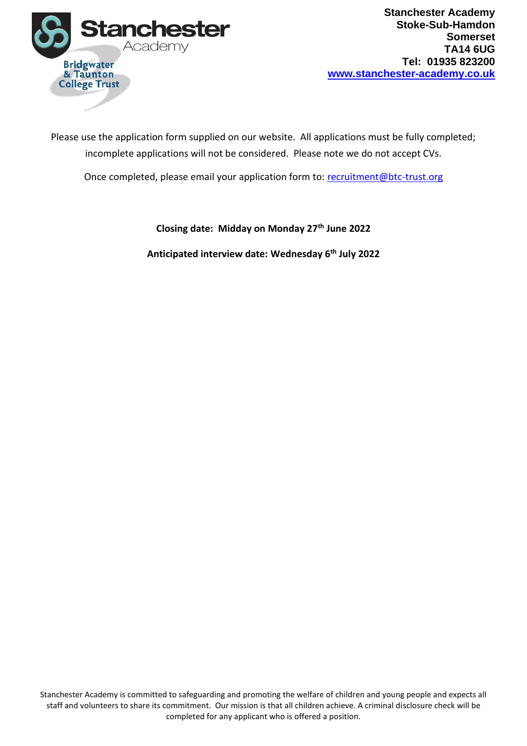**Stanchester Academy**
**Stoke-Sub-Hamdon**
**Somerset**
**TA14 6UG**
**Tel: 01935 823200**
**[www.stanchester-academy.co.uk](http://www.stanchester-academy.co.uk)**

Please use the application form supplied on our website. All applications must be fully completed; incomplete applications will not be considered. Please note we do not accept CVs.

Once completed, please email your application form to: [recruitment@btc-trust.org](mailto:recruitment@btc-trust.org)

**Closing date: Midday on Monday 27th June 2022**

**Anticipated interview date: Wednesday 6th July 2022**

Stanchester Academy is committed to safeguarding and promoting the welfare of children and young people and expects all staff and volunteers to share its commitment. Our mission is that all children achieve. A criminal disclosure check will be completed for any applicant who is offered a position.